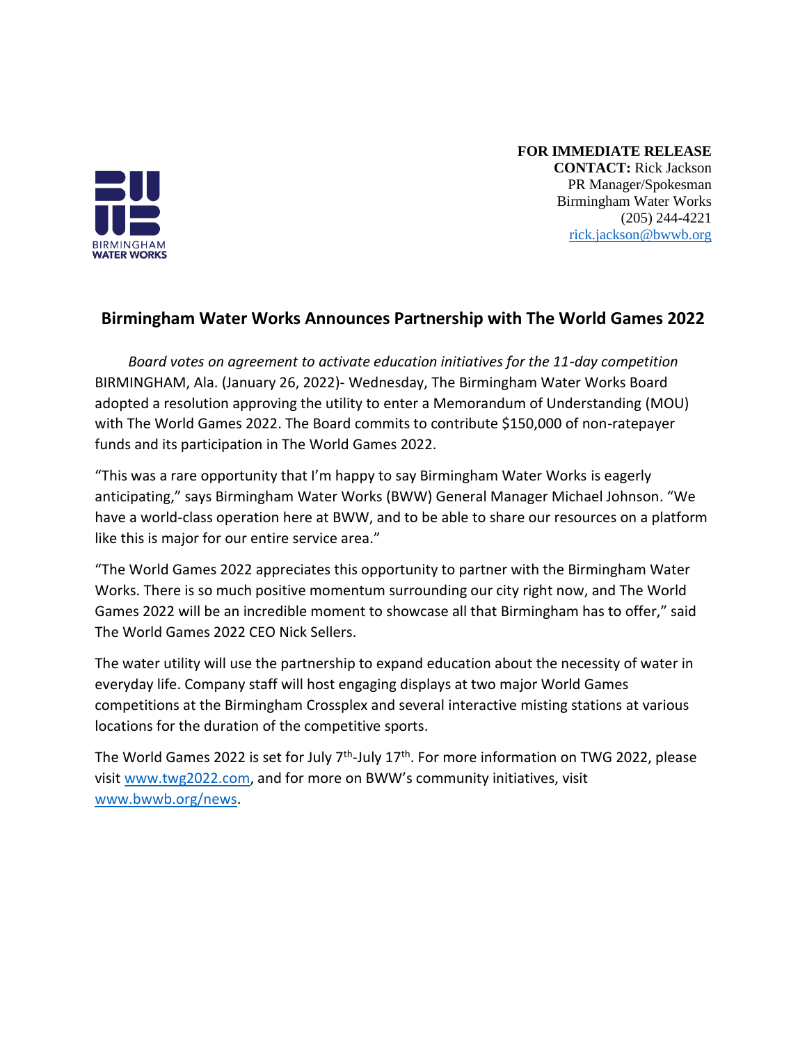BIRMINGHAM
WATER WORKS

**FOR IMMEDIATE RELEASE**
**CONTACT:** Rick Jackson
PR Manager/Spokesman
Birmingham Water Works
(205) 244-4221
rick.jackson@bwwb.org

## Birmingham Water Works Announces Partnership with The World Games 2022

*Board votes on agreement to activate education initiatives for the 11-day competition*

BIRMINGHAM, Ala. (January 26, 2022)- Wednesday, The Birmingham Water Works Board adopted a resolution approving the utility to enter a Memorandum of Understanding (MOU) with The World Games 2022. The Board commits to contribute $150,000 of non-ratepayer funds and its participation in The World Games 2022.

"This was a rare opportunity that I'm happy to say Birmingham Water Works is eagerly anticipating," says Birmingham Water Works (BWW) General Manager Michael Johnson. "We have a world-class operation here at BWW, and to be able to share our resources on a platform like this is major for our entire service area."

"The World Games 2022 appreciates this opportunity to partner with the Birmingham Water Works. There is so much positive momentum surrounding our city right now, and The World Games 2022 will be an incredible moment to showcase all that Birmingham has to offer," said The World Games 2022 CEO Nick Sellers.

The water utility will use the partnership to expand education about the necessity of water in everyday life. Company staff will host engaging displays at two major World Games competitions at the Birmingham Crossplex and several interactive misting stations at various locations for the duration of the competitive sports.

The World Games 2022 is set for July 7th-July 17th. For more information on TWG 2022, please visit www.twg2022.com, and for more on BWW's community initiatives, visit www.bwwb.org/news.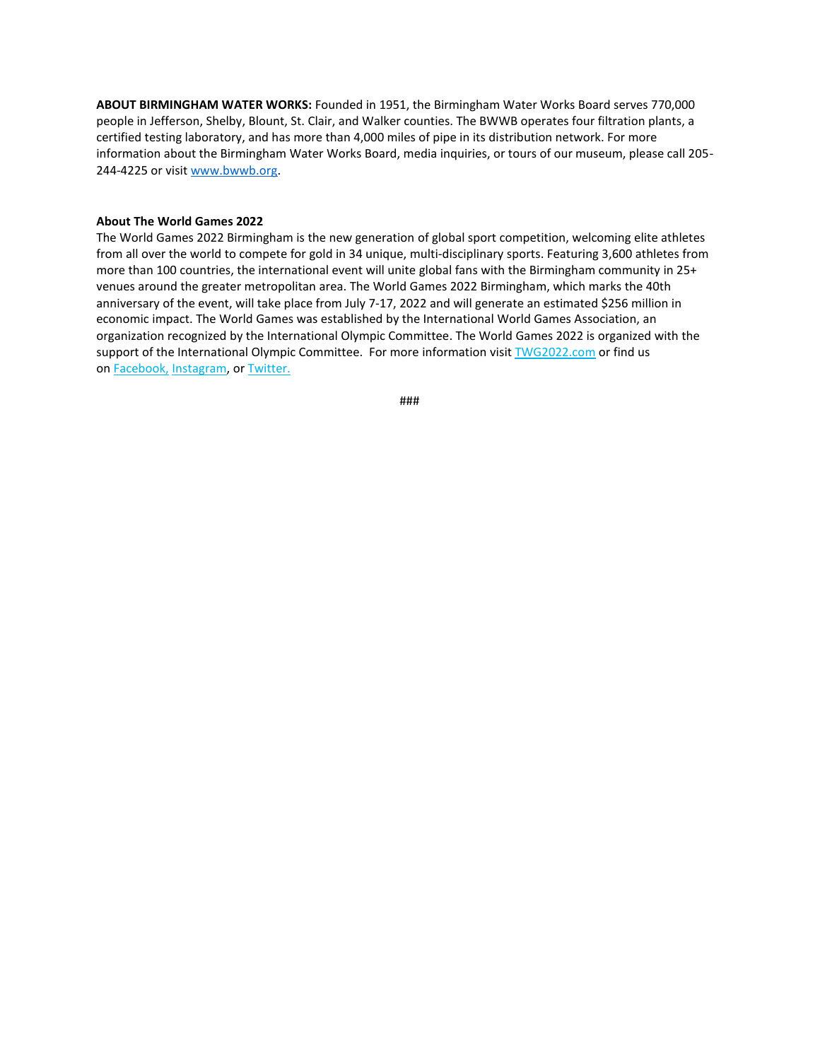**ABOUT BIRMINGHAM WATER WORKS:** Founded in 1951, the Birmingham Water Works Board serves 770,000 people in Jefferson, Shelby, Blount, St. Clair, and Walker counties. The BWWB operates four filtration plants, a certified testing laboratory, and has more than 4,000 miles of pipe in its distribution network. For more information about the Birmingham Water Works Board, media inquiries, or tours of our museum, please call 205-244-4225 or visit [www.bwwb.org](http://www.bwwb.org).

**About The World Games 2022**

The World Games 2022 Birmingham is the new generation of global sport competition, welcoming elite athletes from all over the world to compete for gold in 34 unique, multi-disciplinary sports. Featuring 3,600 athletes from more than 100 countries, the international event will unite global fans with the Birmingham community in 25+ venues around the greater metropolitan area. The World Games 2022 Birmingham, which marks the 40th anniversary of the event, will take place from July 7-17, 2022 and will generate an estimated $256 million in economic impact. The World Games was established by the International World Games Association, an organization recognized by the International Olympic Committee. The World Games 2022 is organized with the support of the International Olympic Committee. For more information visit TWG2022.com or find us on Facebook, Instagram, or Twitter.

###